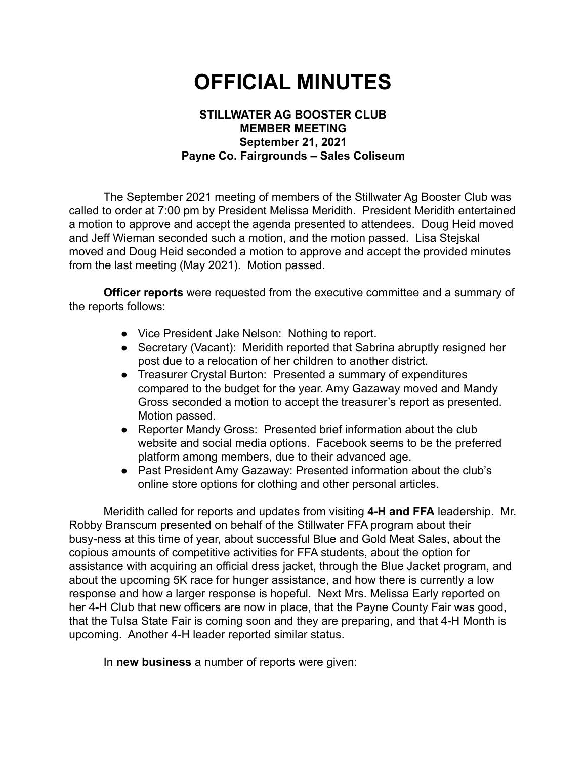# OFFICIAL MINUTES

**STILLWATER AG BOOSTER CLUB**
**MEMBER MEETING**
**September 21, 2021**
**Payne Co. Fairgrounds – Sales Coliseum**

The September 2021 meeting of members of the Stillwater Ag Booster Club was called to order at 7:00 pm by President Melissa Meridith. President Meridith entertained a motion to approve and accept the agenda presented to attendees. Doug Heid moved and Jeff Wieman seconded such a motion, and the motion passed. Lisa Stejskal moved and Doug Heid seconded a motion to approve and accept the provided minutes from the last meeting (May 2021). Motion passed.

**Officer reports** were requested from the executive committee and a summary of the reports follows:

- Vice President Jake Nelson: Nothing to report.
- Secretary (Vacant): Meridith reported that Sabrina abruptly resigned her post due to a relocation of her children to another district.
- Treasurer Crystal Burton: Presented a summary of expenditures compared to the budget for the year. Amy Gazaway moved and Mandy Gross seconded a motion to accept the treasurer's report as presented. Motion passed.
- Reporter Mandy Gross: Presented brief information about the club website and social media options. Facebook seems to be the preferred platform among members, due to their advanced age.
- Past President Amy Gazaway: Presented information about the club's online store options for clothing and other personal articles.

Meridith called for reports and updates from visiting **4-H and FFA** leadership. Mr. Robby Branscum presented on behalf of the Stillwater FFA program about their busy-ness at this time of year, about successful Blue and Gold Meat Sales, about the copious amounts of competitive activities for FFA students, about the option for assistance with acquiring an official dress jacket, through the Blue Jacket program, and about the upcoming 5K race for hunger assistance, and how there is currently a low response and how a larger response is hopeful. Next Mrs. Melissa Early reported on her 4-H Club that new officers are now in place, that the Payne County Fair was good, that the Tulsa State Fair is coming soon and they are preparing, and that 4-H Month is upcoming. Another 4-H leader reported similar status.

In **new business** a number of reports were given: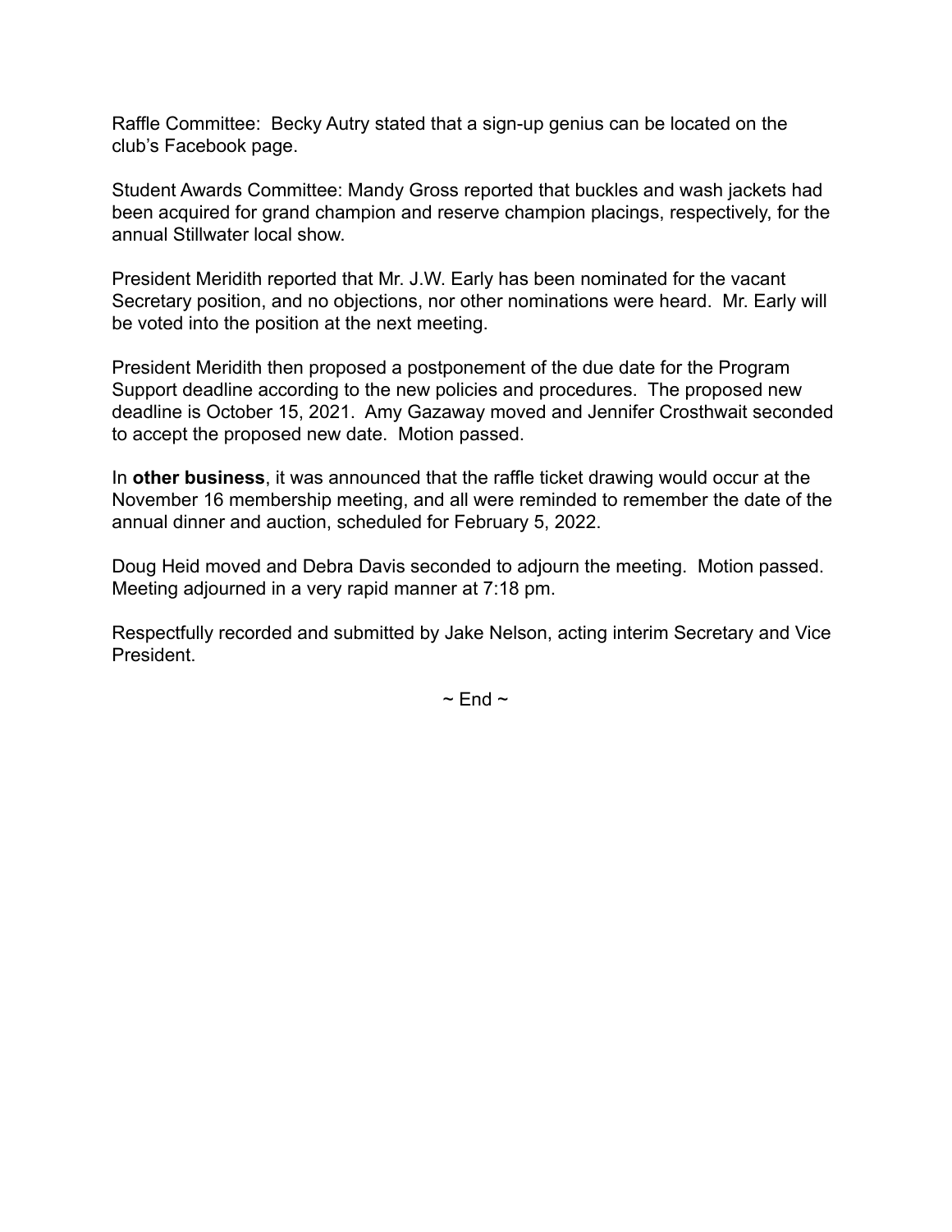Raffle Committee:  Becky Autry stated that a sign-up genius can be located on the club's Facebook page.

Student Awards Committee: Mandy Gross reported that buckles and wash jackets had been acquired for grand champion and reserve champion placings, respectively, for the annual Stillwater local show.

President Meridith reported that Mr. J.W. Early has been nominated for the vacant Secretary position, and no objections, nor other nominations were heard.  Mr. Early will be voted into the position at the next meeting.

President Meridith then proposed a postponement of the due date for the Program Support deadline according to the new policies and procedures.  The proposed new deadline is October 15, 2021.  Amy Gazaway moved and Jennifer Crosthwait seconded to accept the proposed new date.  Motion passed.

In **other business**, it was announced that the raffle ticket drawing would occur at the November 16 membership meeting, and all were reminded to remember the date of the annual dinner and auction, scheduled for February 5, 2022.

Doug Heid moved and Debra Davis seconded to adjourn the meeting.  Motion passed. Meeting adjourned in a very rapid manner at 7:18 pm.

Respectfully recorded and submitted by Jake Nelson, acting interim Secretary and Vice President.

~ End ~